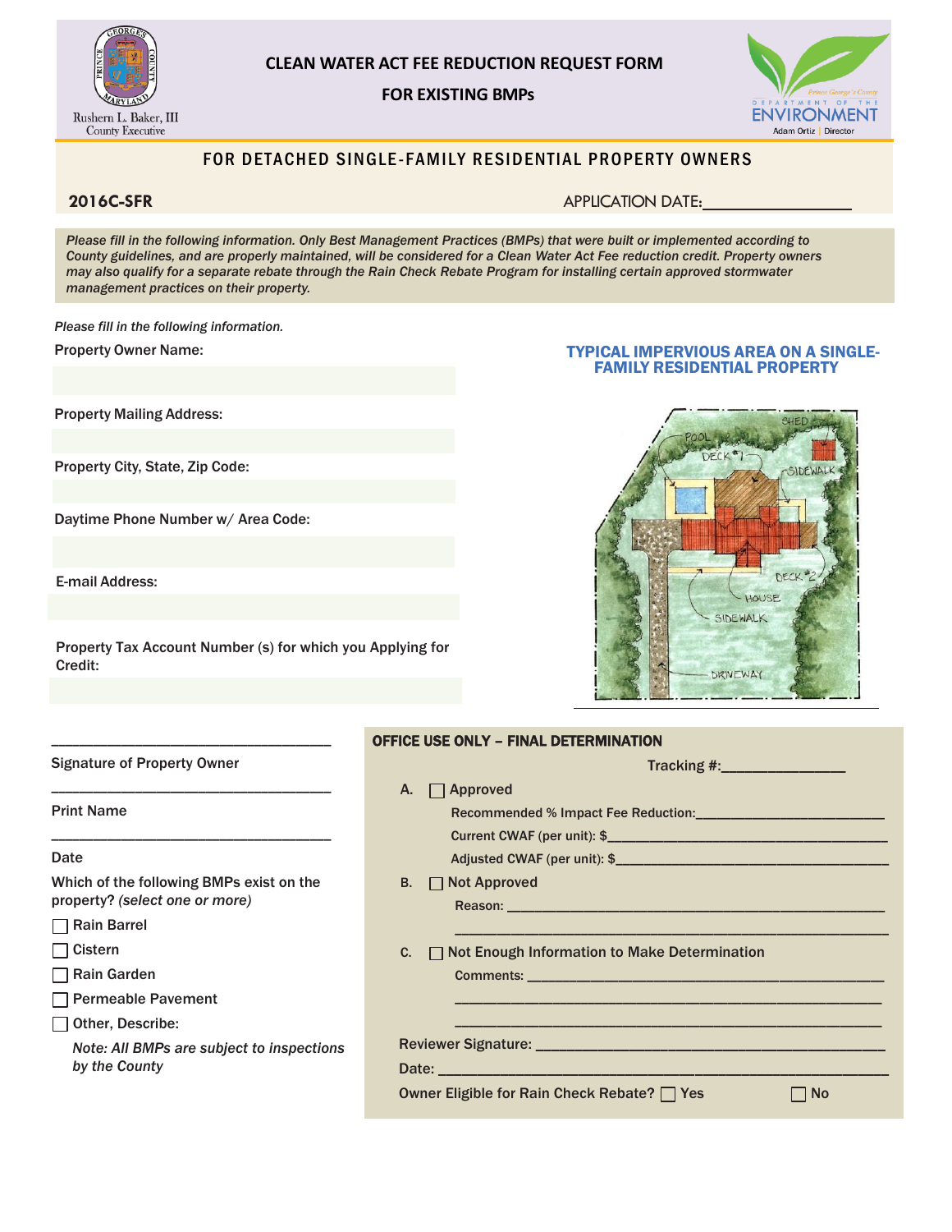Rushern L. Baker, III
County Executive

# CLEAN WATER ACT FEE REDUCTION REQUEST FORM

## FOR EXISTING BMPs

Prince George's County DEPARTMENT OF THE ENVIRONMENT
Adam Ortiz | Director

## FOR DETACHED SINGLE-FAMILY RESIDENTIAL PROPERTY OWNERS

**2016C-SFR**

APPLICATION DATE:_______________

*Please fill in the following information. Only Best Management Practices (BMPs) that were built or implemented according to County guidelines, and are properly maintained, will be considered for a Clean Water Act Fee reduction credit. Property owners may also qualify for a separate rebate through the Rain Check Rebate Program for installing certain approved stormwater management practices on their property.*

*Please fill in the following information.*

Property Owner Name:

Property Mailing Address:

Property City, State, Zip Code:

Daytime Phone Number w/ Area Code:

E-mail Address:

Property Tax Account Number (s) for which you Applying for Credit:

### TYPICAL IMPERVIOUS AREA ON A SINGLE-FAMILY RESIDENTIAL PROPERTY

SHED, POOL, DECK #1, SIDEWALK, DECK #2, HOUSE, SIDEWALK, DRIVEWAY

_________________________________
Signature of Property Owner

_________________________________
Print Name

_________________________________
Date

Which of the following BMPs exist on the property? *(select one or more)*

- ☐ Rain Barrel
- ☐ Cistern
- ☐ Rain Garden
- ☐ Permeable Pavement
- ☐ Other, Describe:

*Note: All BMPs are subject to inspections by the County*

### OFFICE USE ONLY – FINAL DETERMINATION

Tracking #:_______________

A. ☐ Approved

Recommended % Impact Fee Reduction:_______________

Current CWAF (per unit): $_______________

Adjusted CWAF (per unit): $_______________

B. ☐ Not Approved

Reason: _______________

_______________

C. ☐ Not Enough Information to Make Determination

Comments: _______________

_______________

_______________

Reviewer Signature: _______________

Date: _______________

Owner Eligible for Rain Check Rebate? ☐ Yes ☐ No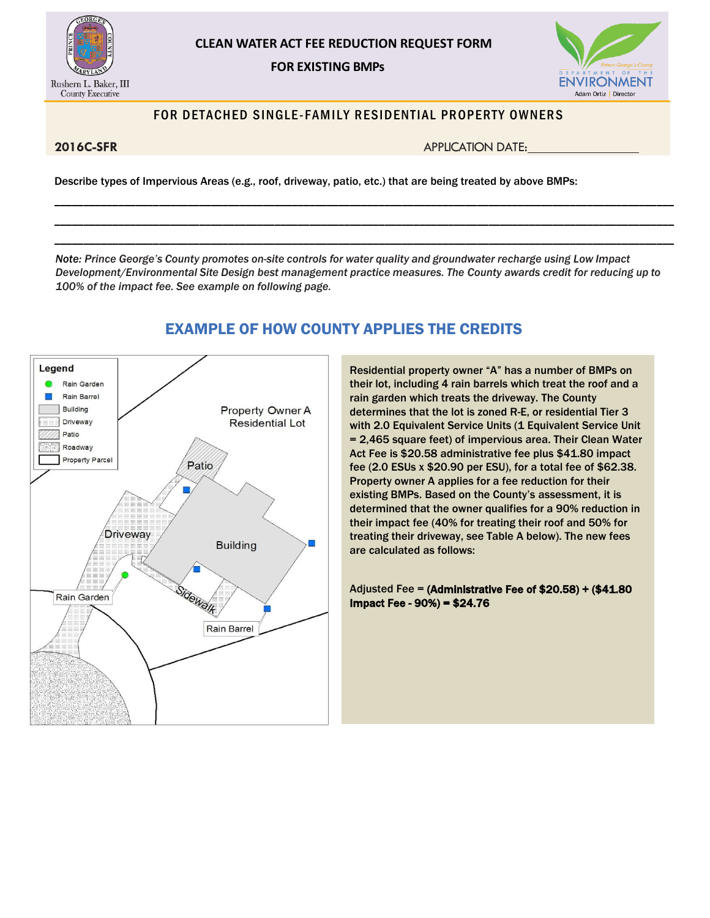**CLEAN WATER ACT FEE REDUCTION REQUEST FORM**

**FOR EXISTING BMPs**

**FOR DETACHED SINGLE-FAMILY RESIDENTIAL PROPERTY OWNERS**

**2016C-SFR**

APPLICATION DATE:_________________

Describe types of Impervious Areas (e.g., roof, driveway, patio, etc.) that are being treated by above BMPs:

_______________________________________________________________________________________________

_______________________________________________________________________________________________

_______________________________________________________________________________________________

*Note: Prince George's County promotes on-site controls for water quality and groundwater recharge using Low Impact Development/Environmental Site Design best management practice measures. The County awards credit for reducing up to 100% of the impact fee. See example on following page.*

## EXAMPLE OF HOW COUNTY APPLIES THE CREDITS

Legend: Rain Garden, Rain Barrel, Building, Driveway, Patio, Roadway, Property Parcel

Property Owner A Residential Lot

Residential property owner "A" has a number of BMPs on their lot, including 4 rain barrels which treat the roof and a rain garden which treats the driveway. The County determines that the lot is zoned R-E, or residential Tier 3 with 2.0 Equivalent Service Units (1 Equivalent Service Unit = 2,465 square feet) of impervious area. Their Clean Water Act Fee is $20.58 administrative fee plus $41.80 impact fee (2.0 ESUs x $20.90 per ESU), for a total fee of $62.38. Property owner A applies for a fee reduction for their existing BMPs. Based on the County's assessment, it is determined that the owner qualifies for a 90% reduction in their impact fee (40% for treating their roof and 50% for treating their driveway, see Table A below). The new fees are calculated as follows:

Adjusted Fee = **(Administrative Fee of $20.58) + ($41.80 Impact Fee - 90%) = $24.76**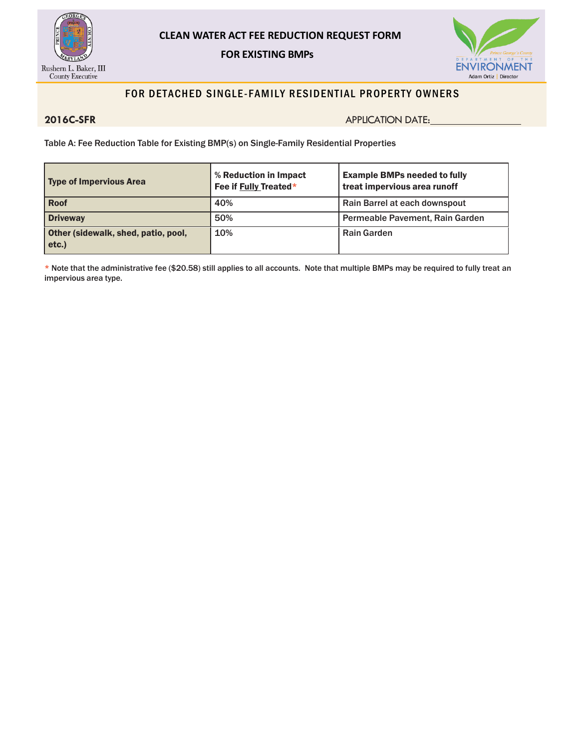Rushern L. Baker, III
County Executive

# CLEAN WATER ACT FEE REDUCTION REQUEST FORM

## FOR EXISTING BMPs

Prince George's County DEPARTMENT OF THE ENVIRONMENT
Adam Ortiz | Director

## FOR DETACHED SINGLE-FAMILY RESIDENTIAL PROPERTY OWNERS

**2016C-SFR** APPLICATION DATE:__________________

Table A: Fee Reduction Table for Existing BMP(s) on Single-Family Residential Properties

| Type of Impervious Area | % Reduction in Impact Fee if Fully Treated* | Example BMPs needed to fully treat impervious area runoff |
|---|---|---|
| **Roof** | 40% | Rain Barrel at each downspout |
| **Driveway** | 50% | Permeable Pavement, Rain Garden |
| **Other (sidewalk, shed, patio, pool, etc.)** | 10% | Rain Garden |

\* Note that the administrative fee ($20.58) still applies to all accounts. Note that multiple BMPs may be required to fully treat an impervious area type.